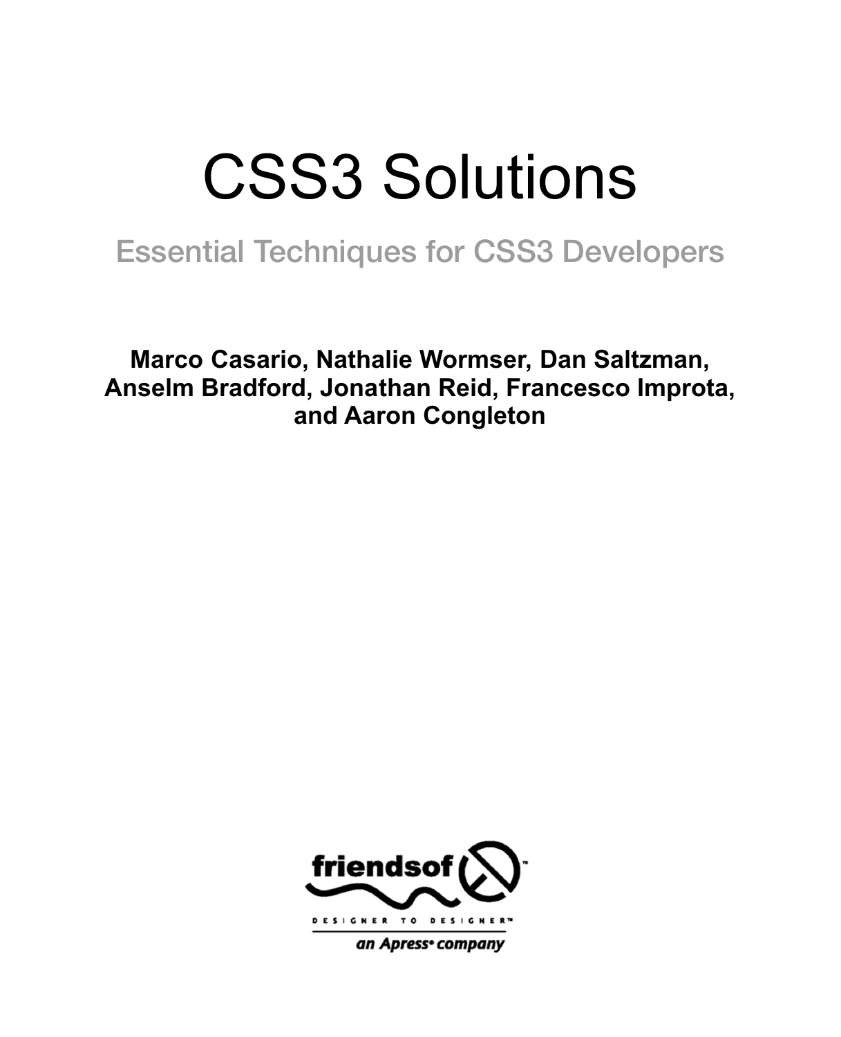# CSS3 Solutions

## Essential Techniques for CSS3 Developers

**Marco Casario, Nathalie Wormser, Dan Saltzman, Anselm Bradford, Jonathan Reid, Francesco Improta, and Aaron Congleton**

friendsof

DESIGNER TO DESIGNER™

*an Apress® company*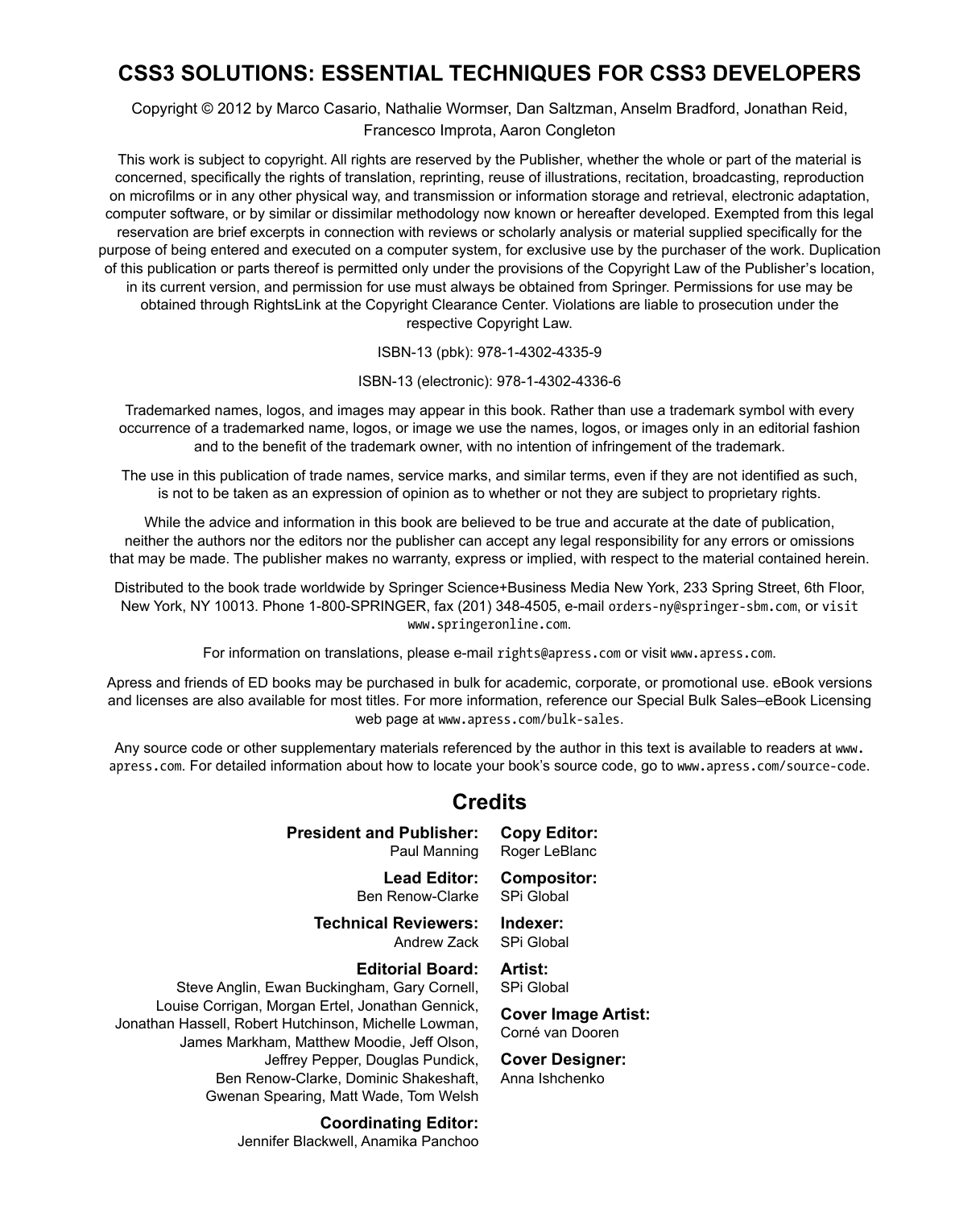# CSS3 SOLUTIONS: ESSENTIAL TECHNIQUES FOR CSS3 DEVELOPERS

Copyright © 2012 by Marco Casario, Nathalie Wormser, Dan Saltzman, Anselm Bradford, Jonathan Reid, Francesco Improta, Aaron Congleton

This work is subject to copyright. All rights are reserved by the Publisher, whether the whole or part of the material is concerned, specifically the rights of translation, reprinting, reuse of illustrations, recitation, broadcasting, reproduction on microfilms or in any other physical way, and transmission or information storage and retrieval, electronic adaptation, computer software, or by similar or dissimilar methodology now known or hereafter developed. Exempted from this legal reservation are brief excerpts in connection with reviews or scholarly analysis or material supplied specifically for the purpose of being entered and executed on a computer system, for exclusive use by the purchaser of the work. Duplication of this publication or parts thereof is permitted only under the provisions of the Copyright Law of the Publisher's location, in its current version, and permission for use must always be obtained from Springer. Permissions for use may be obtained through RightsLink at the Copyright Clearance Center. Violations are liable to prosecution under the respective Copyright Law.

ISBN-13 (pbk): 978-1-4302-4335-9

ISBN-13 (electronic): 978-1-4302-4336-6

Trademarked names, logos, and images may appear in this book. Rather than use a trademark symbol with every occurrence of a trademarked name, logos, or image we use the names, logos, or images only in an editorial fashion and to the benefit of the trademark owner, with no intention of infringement of the trademark.

The use in this publication of trade names, service marks, and similar terms, even if they are not identified as such, is not to be taken as an expression of opinion as to whether or not they are subject to proprietary rights.

While the advice and information in this book are believed to be true and accurate at the date of publication, neither the authors nor the editors nor the publisher can accept any legal responsibility for any errors or omissions that may be made. The publisher makes no warranty, express or implied, with respect to the material contained herein.

Distributed to the book trade worldwide by Springer Science+Business Media New York, 233 Spring Street, 6th Floor, New York, NY 10013. Phone 1-800-SPRINGER, fax (201) 348-4505, e-mail orders-ny@springer-sbm.com, or visit www.springeronline.com.

For information on translations, please e-mail rights@apress.com or visit www.apress.com.

Apress and friends of ED books may be purchased in bulk for academic, corporate, or promotional use. eBook versions and licenses are also available for most titles. For more information, reference our Special Bulk Sales–eBook Licensing web page at www.apress.com/bulk-sales.

Any source code or other supplementary materials referenced by the author in this text is available to readers at www.apress.com. For detailed information about how to locate your book's source code, go to www.apress.com/source-code.

## Credits

**President and Publisher:**
Paul Manning

**Lead Editor:**
Ben Renow-Clarke

**Technical Reviewers:**
Andrew Zack

**Editorial Board:**
Steve Anglin, Ewan Buckingham, Gary Cornell, Louise Corrigan, Morgan Ertel, Jonathan Gennick, Jonathan Hassell, Robert Hutchinson, Michelle Lowman, James Markham, Matthew Moodie, Jeff Olson, Jeffrey Pepper, Douglas Pundick, Ben Renow-Clarke, Dominic Shakeshaft, Gwenan Spearing, Matt Wade, Tom Welsh

**Coordinating Editor:**
Jennifer Blackwell, Anamika Panchoo

**Copy Editor:**
Roger LeBlanc

**Compositor:**
SPi Global

**Indexer:**
SPi Global

**Artist:**
SPi Global

**Cover Image Artist:**
Corné van Dooren

**Cover Designer:**
Anna Ishchenko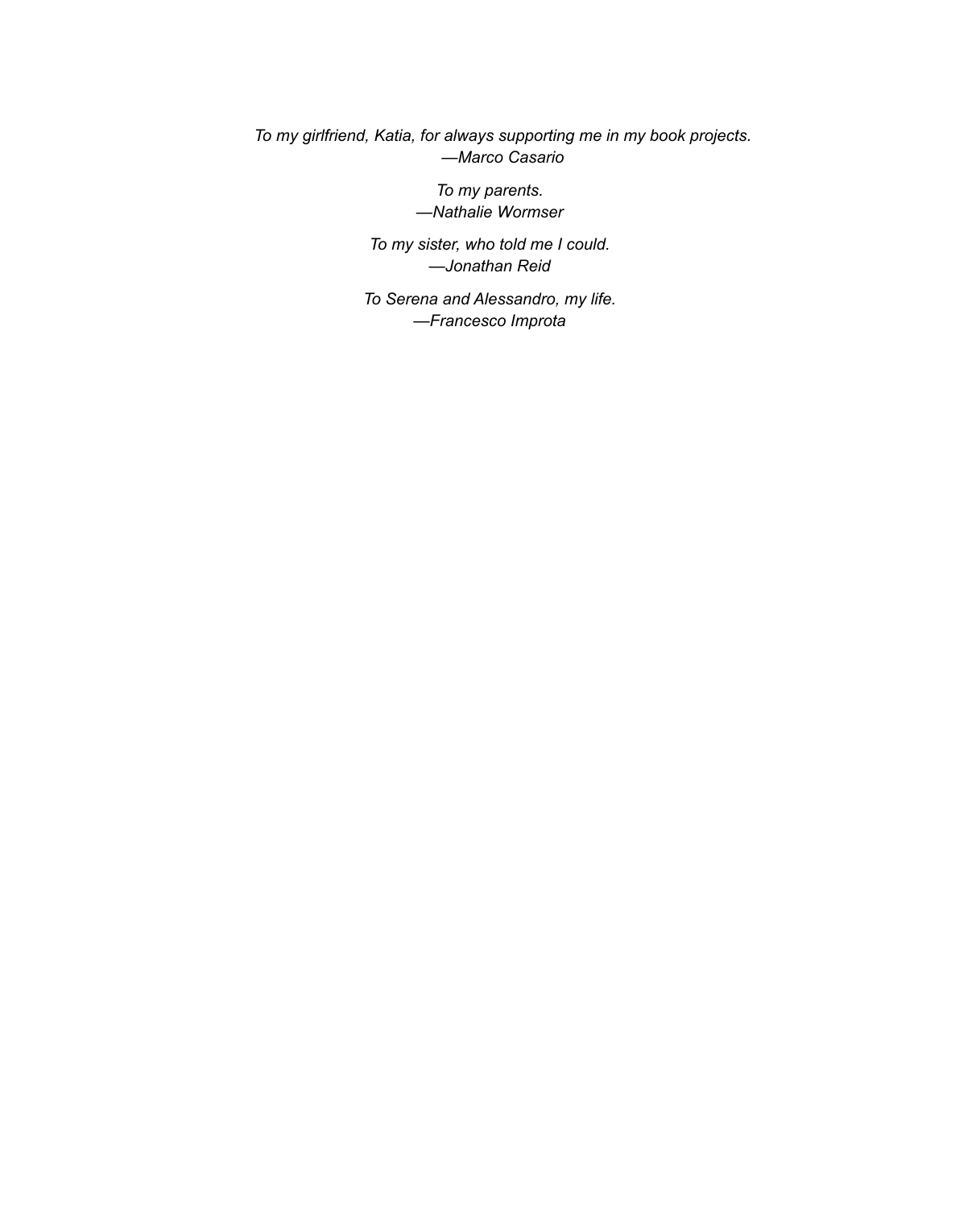*To my girlfriend, Katia, for always supporting me in my book projects.*
*—Marco Casario*

*To my parents.*
*—Nathalie Wormser*

*To my sister, who told me I could.*
*—Jonathan Reid*

*To Serena and Alessandro, my life.*
*—Francesco Improta*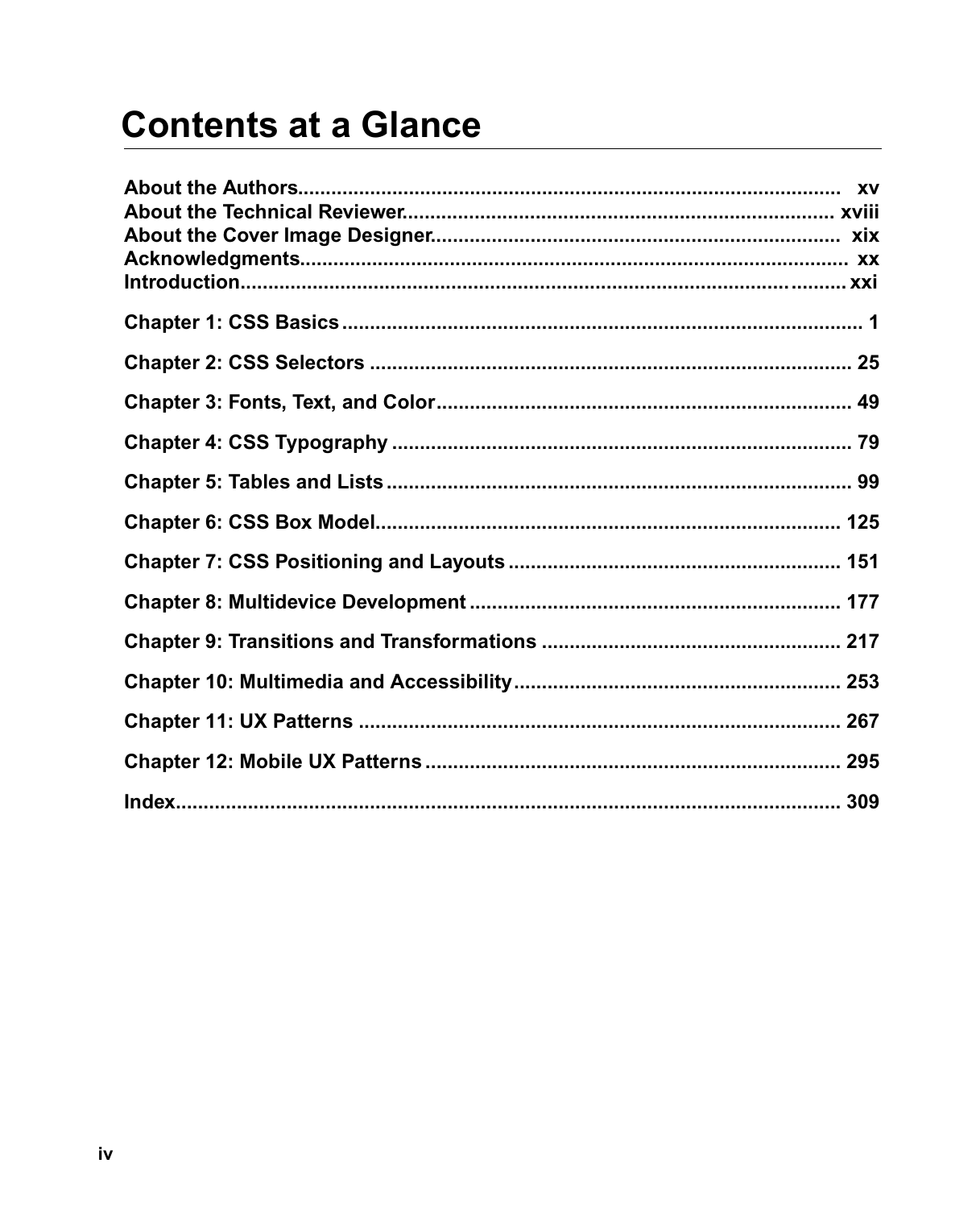# Contents at a Glance

**About the Authors.................................................................................................. xv**
**About the Technical Reviewer............................................................................ xviii**
**About the Cover Image Designer......................................................................... xix**
**Acknowledgments.................................................................................................. xx**
**Introduction........................................................................................................... xxi**

**Chapter 1: CSS Basics.............................................................................................. 1**

**Chapter 2: CSS Selectors ........................................................................................ 25**

**Chapter 3: Fonts, Text, and Color........................................................................... 49**

**Chapter 4: CSS Typography .................................................................................... 79**

**Chapter 5: Tables and Lists..................................................................................... 99**

**Chapter 6: CSS Box Model..................................................................................... 125**

**Chapter 7: CSS Positioning and Layouts ............................................................. 151**

**Chapter 8: Multidevice Development .................................................................... 177**

**Chapter 9: Transitions and Transformations ....................................................... 217**

**Chapter 10: Multimedia and Accessibility............................................................ 253**

**Chapter 11: UX Patterns ........................................................................................ 267**

**Chapter 12: Mobile UX Patterns ............................................................................ 295**

**Index....................................................................................................................... 309**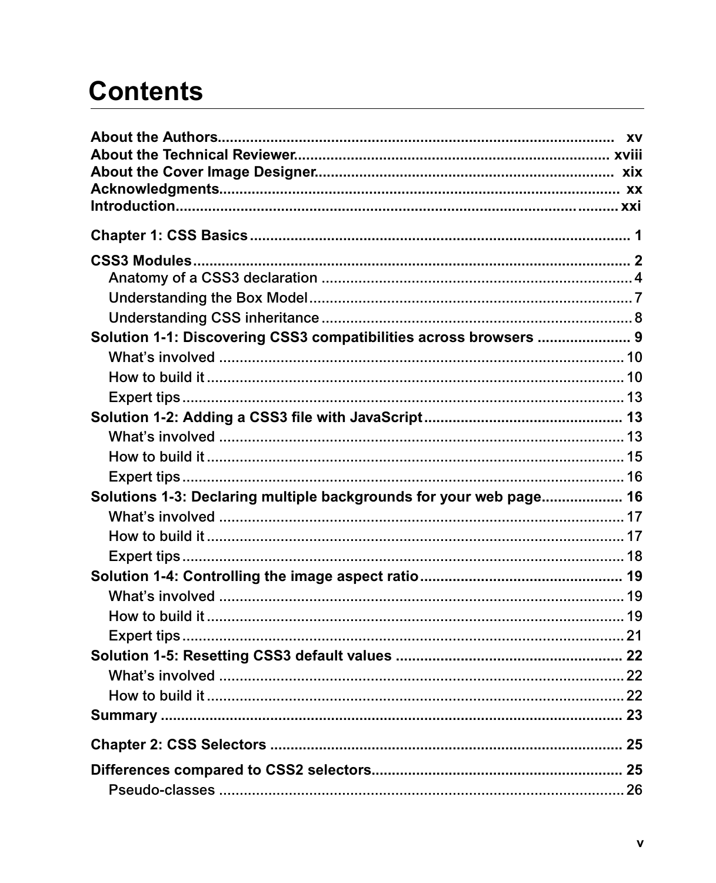# Contents

**About the Authors** .......... xv
**About the Technical Reviewer** .......... xviii
**About the Cover Image Designer** .......... xix
**Acknowledgments** .......... xx
**Introduction** .......... xxi

**Chapter 1: CSS Basics** .......... 1

**CSS3 Modules** .......... 2
- Anatomy of a CSS3 declaration .......... 4
- Understanding the Box Model .......... 7
- Understanding CSS inheritance .......... 8

**Solution 1-1: Discovering CSS3 compatibilities across browsers** .......... 9
- What's involved .......... 10
- How to build it .......... 10
- Expert tips .......... 13

**Solution 1-2: Adding a CSS3 file with JavaScript** .......... 13
- What's involved .......... 13
- How to build it .......... 15
- Expert tips .......... 16

**Solutions 1-3: Declaring multiple backgrounds for your web page** .......... 16
- What's involved .......... 17
- How to build it .......... 17
- Expert tips .......... 18

**Solution 1-4: Controlling the image aspect ratio** .......... 19
- What's involved .......... 19
- How to build it .......... 19
- Expert tips .......... 21

**Solution 1-5: Resetting CSS3 default values** .......... 22
- What's involved .......... 22
- How to build it .......... 22

**Summary** .......... 23

**Chapter 2: CSS Selectors** .......... 25

**Differences compared to CSS2 selectors** .......... 25
- Pseudo-classes .......... 26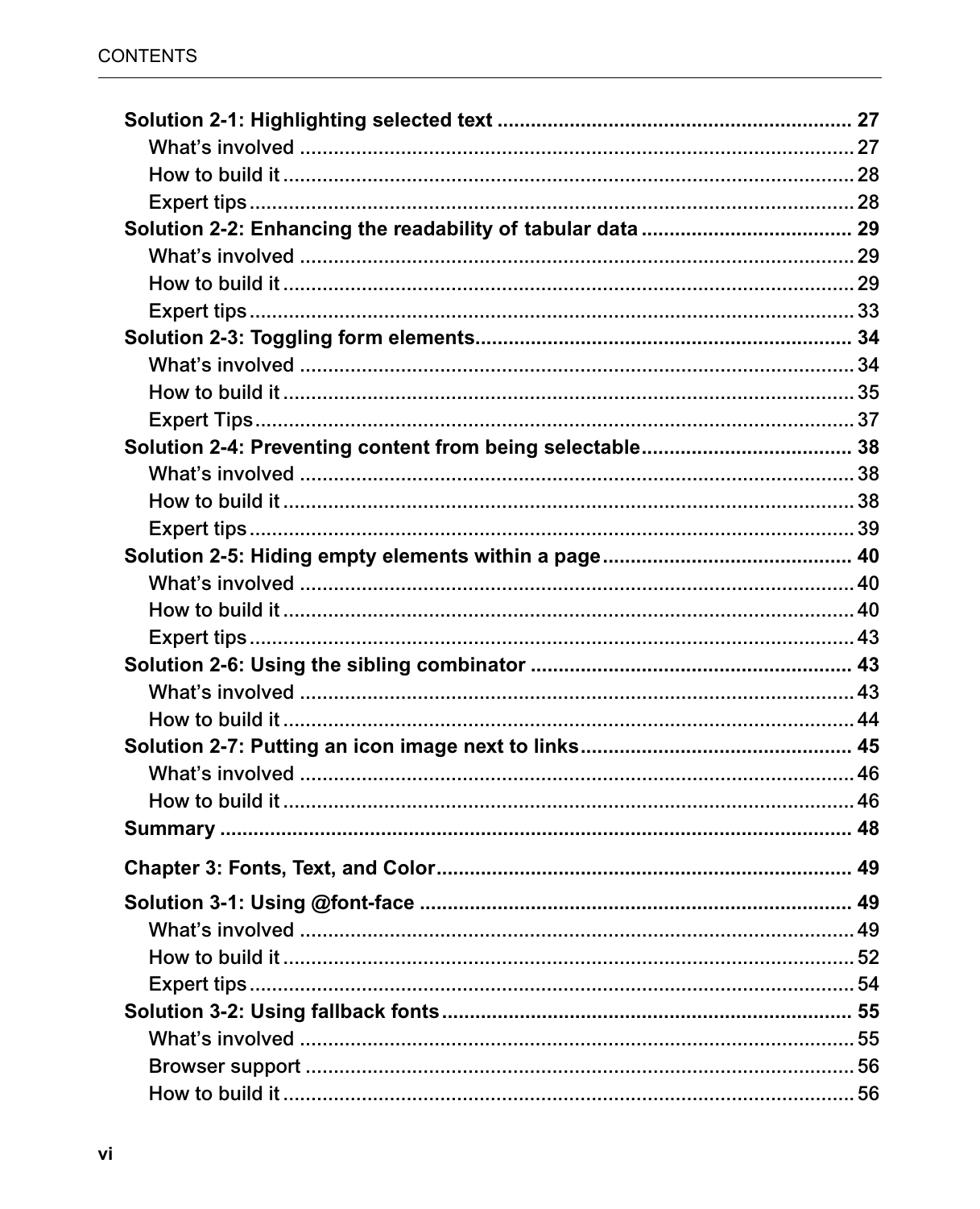**Solution 2-1: Highlighting selected text** ............ **27**

- What's involved ............ 27
- How to build it ............ 28
- Expert tips ............ 28

**Solution 2-2: Enhancing the readability of tabular data** ............ **29**

- What's involved ............ 29
- How to build it ............ 29
- Expert tips ............ 33

**Solution 2-3: Toggling form elements** ............ **34**

- What's involved ............ 34
- How to build it ............ 35
- Expert Tips ............ 37

**Solution 2-4: Preventing content from being selectable** ............ **38**

- What's involved ............ 38
- How to build it ............ 38
- Expert tips ............ 39

**Solution 2-5: Hiding empty elements within a page** ............ **40**

- What's involved ............ 40
- How to build it ............ 40
- Expert tips ............ 43

**Solution 2-6: Using the sibling combinator** ............ **43**

- What's involved ............ 43
- How to build it ............ 44

**Solution 2-7: Putting an icon image next to links** ............ **45**

- What's involved ............ 46
- How to build it ............ 46

**Summary** ............ **48**

**Chapter 3: Fonts, Text, and Color** ............ **49**

**Solution 3-1: Using @font-face** ............ **49**

- What's involved ............ 49
- How to build it ............ 52
- Expert tips ............ 54

**Solution 3-2: Using fallback fonts** ............ **55**

- What's involved ............ 55
- Browser support ............ 56
- How to build it ............ 56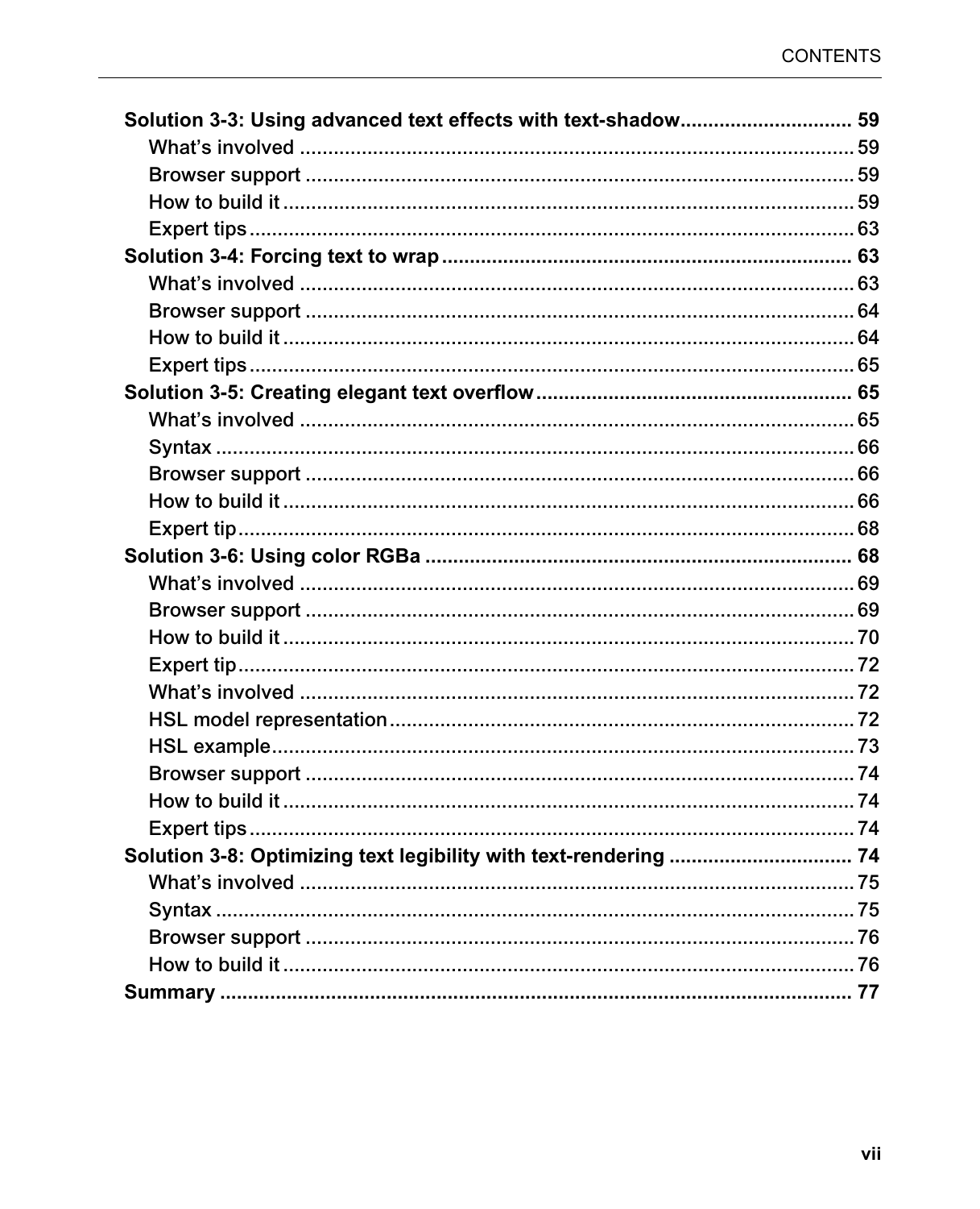**Solution 3-3: Using advanced text effects with text-shadow .............................. 59**

- What's involved ..................................................................................... 59
- Browser support ..................................................................................... 59
- How to build it ....................................................................................... 59
- Expert tips ............................................................................................. 63

**Solution 3-4: Forcing text to wrap ......................................................................... 63**

- What's involved ..................................................................................... 63
- Browser support ..................................................................................... 64
- How to build it ....................................................................................... 64
- Expert tips ............................................................................................. 65

**Solution 3-5: Creating elegant text overflow ........................................................ 65**

- What's involved ..................................................................................... 65
- Syntax .................................................................................................... 66
- Browser support ..................................................................................... 66
- How to build it ....................................................................................... 66
- Expert tip ............................................................................................... 68

**Solution 3-6: Using color RGBa ............................................................................ 68**

- What's involved ..................................................................................... 69
- Browser support ..................................................................................... 69
- How to build it ....................................................................................... 70
- Expert tip ............................................................................................... 72
- What's involved ..................................................................................... 72
- HSL model representation ..................................................................... 72
- HSL example .......................................................................................... 73
- Browser support ..................................................................................... 74
- How to build it ....................................................................................... 74
- Expert tips ............................................................................................. 74

**Solution 3-8: Optimizing text legibility with text-rendering ................................ 74**

- What's involved ..................................................................................... 75
- Syntax .................................................................................................... 75
- Browser support ..................................................................................... 76
- How to build it ....................................................................................... 76

**Summary ................................................................................................................ 77**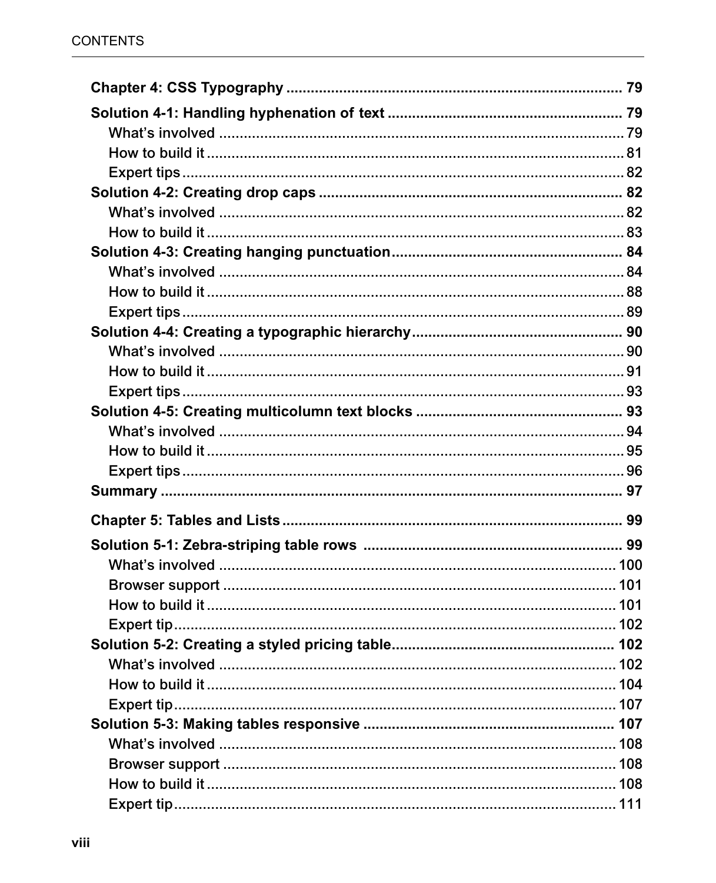**Chapter 4: CSS Typography ........................................................................ 79**

**Solution 4-1: Handling hyphenation of text ............................................... 79**

What's involved ........................................................................................79

How to build it ..........................................................................................81

Expert tips.................................................................................................82

**Solution 4-2: Creating drop caps ................................................................. 82**

What's involved ........................................................................................82

How to build it ..........................................................................................83

**Solution 4-3: Creating hanging punctuation................................................ 84**

What's involved ........................................................................................84

How to build it ..........................................................................................88

Expert tips.................................................................................................89

**Solution 4-4: Creating a typographic hierarchy........................................... 90**

What's involved ........................................................................................90

How to build it ..........................................................................................91

Expert tips.................................................................................................93

**Solution 4-5: Creating multicolumn text blocks ......................................... 93**

What's involved ........................................................................................94

How to build it ..........................................................................................95

Expert tips.................................................................................................96

**Summary ........................................................................................................ 97**

**Chapter 5: Tables and Lists ......................................................................... 99**

**Solution 5-1: Zebra-striping table rows ..................................................... 99**

What's involved ......................................................................................100

Browser support .....................................................................................101

How to build it ........................................................................................101

Expert tip.................................................................................................102

**Solution 5-2: Creating a styled pricing table............................................ 102**

What's involved ......................................................................................102

How to build it ........................................................................................104

Expert tip.................................................................................................107

**Solution 5-3: Making tables responsive .................................................... 107**

What's involved ......................................................................................108

Browser support .....................................................................................108

How to build it ........................................................................................108

Expert tip.................................................................................................111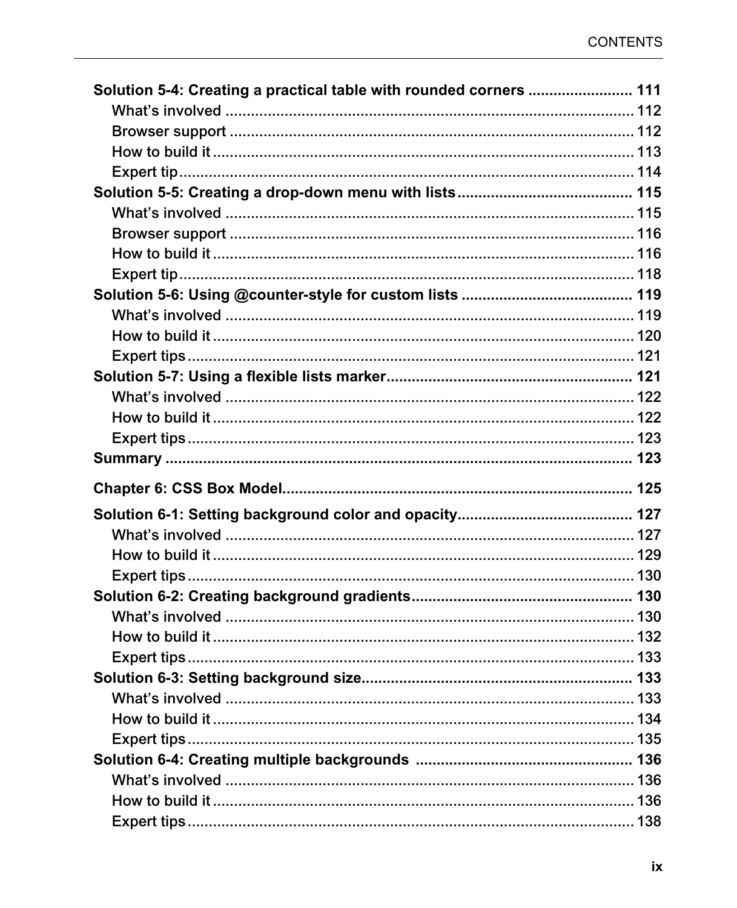**Solution 5-4: Creating a practical table with rounded corners ......................... 111**

- What's involved ................................................................................ 112
- Browser support ............................................................................... 112
- How to build it .................................................................................. 113
- Expert tip.......................................................................................... 114

**Solution 5-5: Creating a drop-down menu with lists......................................... 115**

- What's involved ................................................................................ 115
- Browser support ............................................................................... 116
- How to build it .................................................................................. 116
- Expert tip.......................................................................................... 118

**Solution 5-6: Using @counter-style for custom lists ........................................ 119**

- What's involved ................................................................................ 119
- How to build it .................................................................................. 120
- Expert tips......................................................................................... 121

**Solution 5-7: Using a flexible lists marker.......................................................... 121**

- What's involved ................................................................................ 122
- How to build it .................................................................................. 122
- Expert tips......................................................................................... 123

**Summary ............................................................................................................ 123**

**Chapter 6: CSS Box Model.................................................................................. 125**

**Solution 6-1: Setting background color and opacity......................................... 127**

- What's involved ................................................................................ 127
- How to build it .................................................................................. 129
- Expert tips......................................................................................... 130

**Solution 6-2: Creating background gradients.................................................... 130**

- What's involved ................................................................................ 130
- How to build it .................................................................................. 132
- Expert tips......................................................................................... 133

**Solution 6-3: Setting background size................................................................ 133**

- What's involved ................................................................................ 133
- How to build it .................................................................................. 134
- Expert tips......................................................................................... 135

**Solution 6-4: Creating multiple backgrounds ................................................... 136**

- What's involved ................................................................................ 136
- How to build it .................................................................................. 136
- Expert tips......................................................................................... 138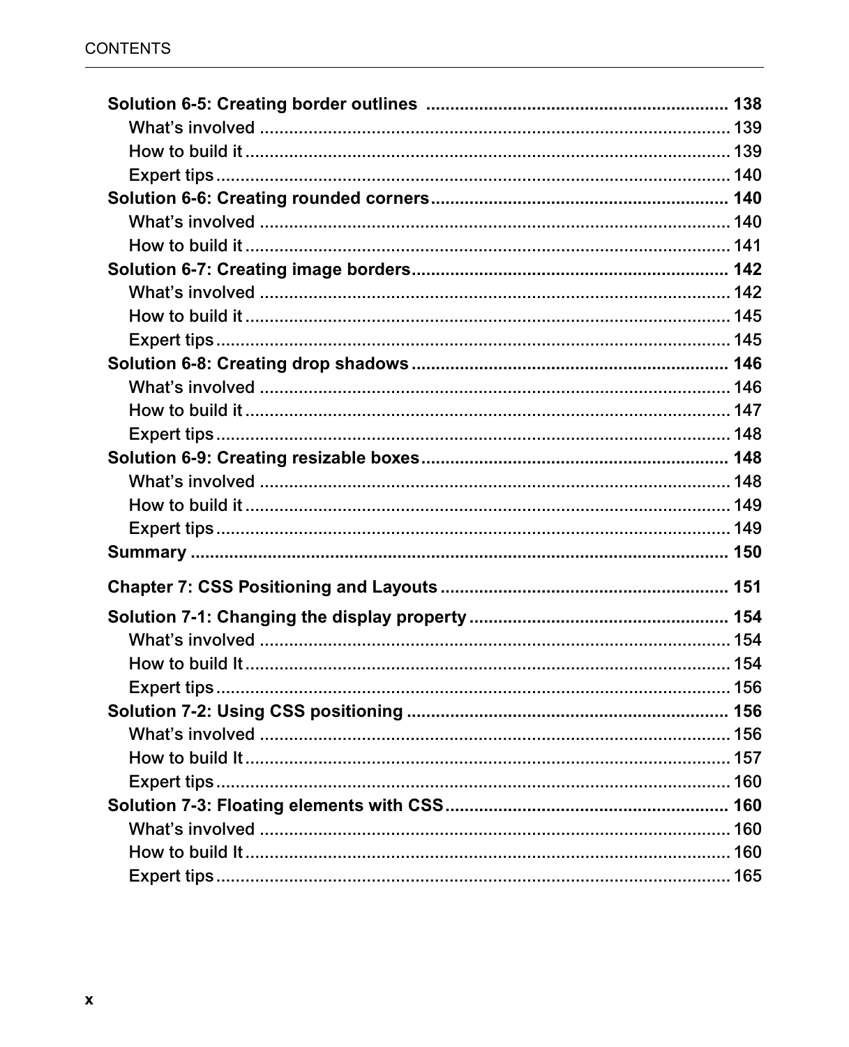**Solution 6-5: Creating border outlines .............................................................. 138**

What's involved ................................................................................................ 139

How to build it ................................................................................................... 139

Expert tips ......................................................................................................... 140

**Solution 6-6: Creating rounded corners............................................................. 140**

What's involved ................................................................................................ 140

How to build it ................................................................................................... 141

**Solution 6-7: Creating image borders................................................................. 142**

What's involved ................................................................................................ 142

How to build it ................................................................................................... 145

Expert tips ......................................................................................................... 145

**Solution 6-8: Creating drop shadows ................................................................. 146**

What's involved ................................................................................................ 146

How to build it ................................................................................................... 147

Expert tips ......................................................................................................... 148

**Solution 6-9: Creating resizable boxes............................................................... 148**

What's involved ................................................................................................ 148

How to build it ................................................................................................... 149

Expert tips ......................................................................................................... 149

**Summary ............................................................................................................... 150**

**Chapter 7: CSS Positioning and Layouts ........................................................... 151**

**Solution 7-1: Changing the display property ..................................................... 154**

What's involved ................................................................................................ 154

How to build It ................................................................................................... 154

Expert tips ......................................................................................................... 156

**Solution 7-2: Using CSS positioning .................................................................. 156**

What's involved ................................................................................................ 156

How to build It ................................................................................................... 157

Expert tips ......................................................................................................... 160

**Solution 7-3: Floating elements with CSS.......................................................... 160**

What's involved ................................................................................................ 160

How to build It ................................................................................................... 160

Expert tips ......................................................................................................... 165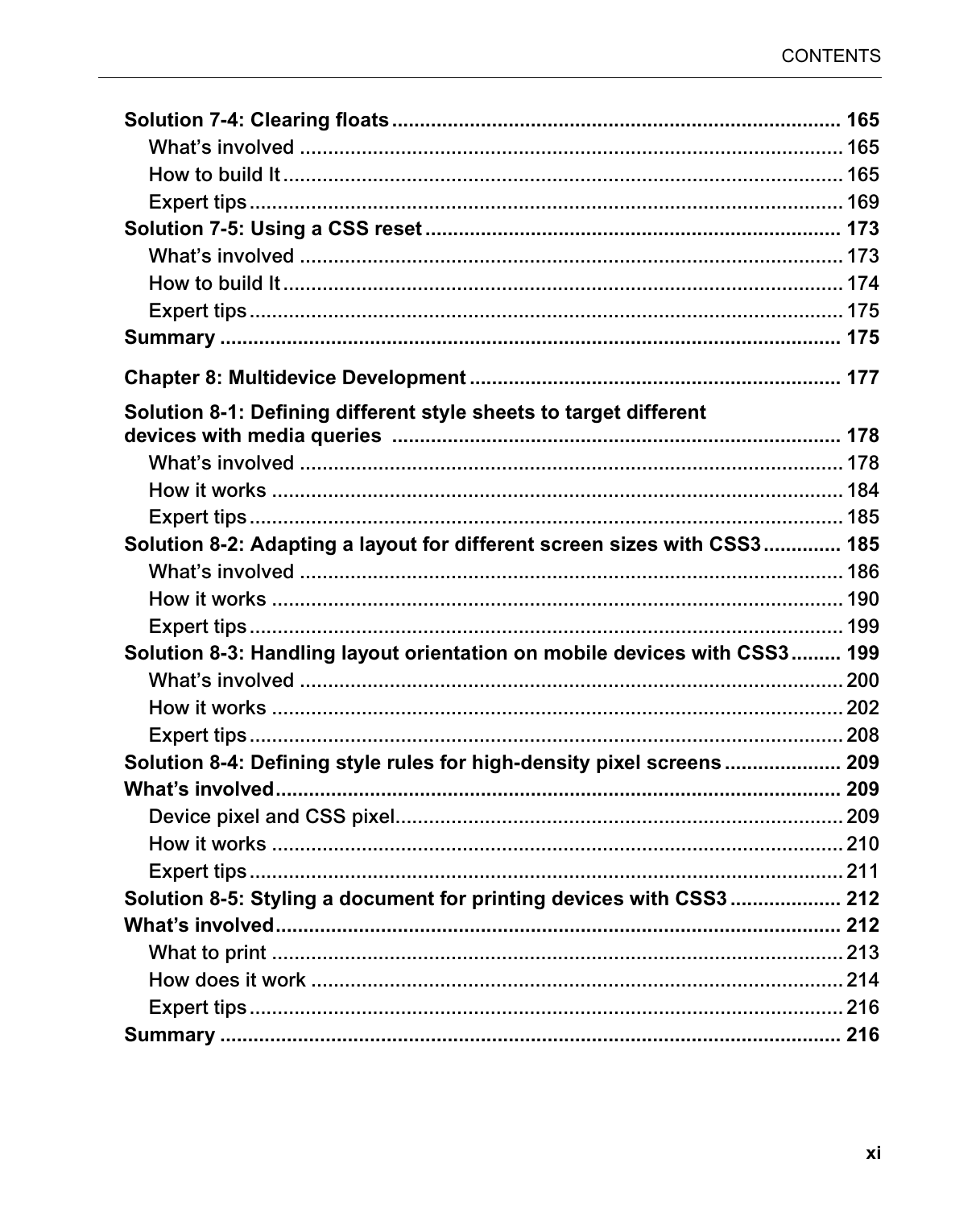**Solution 7-4: Clearing floats ............................................................................. 165**

- What's involved ................................................................................................. 165
- How to build It .................................................................................................... 165
- Expert tips ........................................................................................................... 169

**Solution 7-5: Using a CSS reset ............................................................................ 173**

- What's involved ................................................................................................. 173
- How to build It .................................................................................................... 174
- Expert tips ........................................................................................................... 175

**Summary ................................................................................................................ 175**

**Chapter 8: Multidevice Development ................................................................... 177**

**Solution 8-1: Defining different style sheets to target different devices with media queries ................................................................................ 178**

- What's involved ................................................................................................. 178
- How it works ....................................................................................................... 184
- Expert tips ........................................................................................................... 185

**Solution 8-2: Adapting a layout for different screen sizes with CSS3 ............. 185**

- What's involved ................................................................................................. 186
- How it works ....................................................................................................... 190
- Expert tips ........................................................................................................... 199

**Solution 8-3: Handling layout orientation on mobile devices with CSS3 ......... 199**

- What's involved ................................................................................................. 200
- How it works ....................................................................................................... 202
- Expert tips ........................................................................................................... 208

**Solution 8-4: Defining style rules for high-density pixel screens ..................... 209**

**What's involved ...................................................................................................... 209**

- Device pixel and CSS pixel ................................................................................ 209
- How it works ....................................................................................................... 210
- Expert tips ........................................................................................................... 211

**Solution 8-5: Styling a document for printing devices with CSS3 .................... 212**

**What's involved ...................................................................................................... 212**

- What to print ....................................................................................................... 213
- How does it work ................................................................................................ 214
- Expert tips ........................................................................................................... 216

**Summary ................................................................................................................ 216**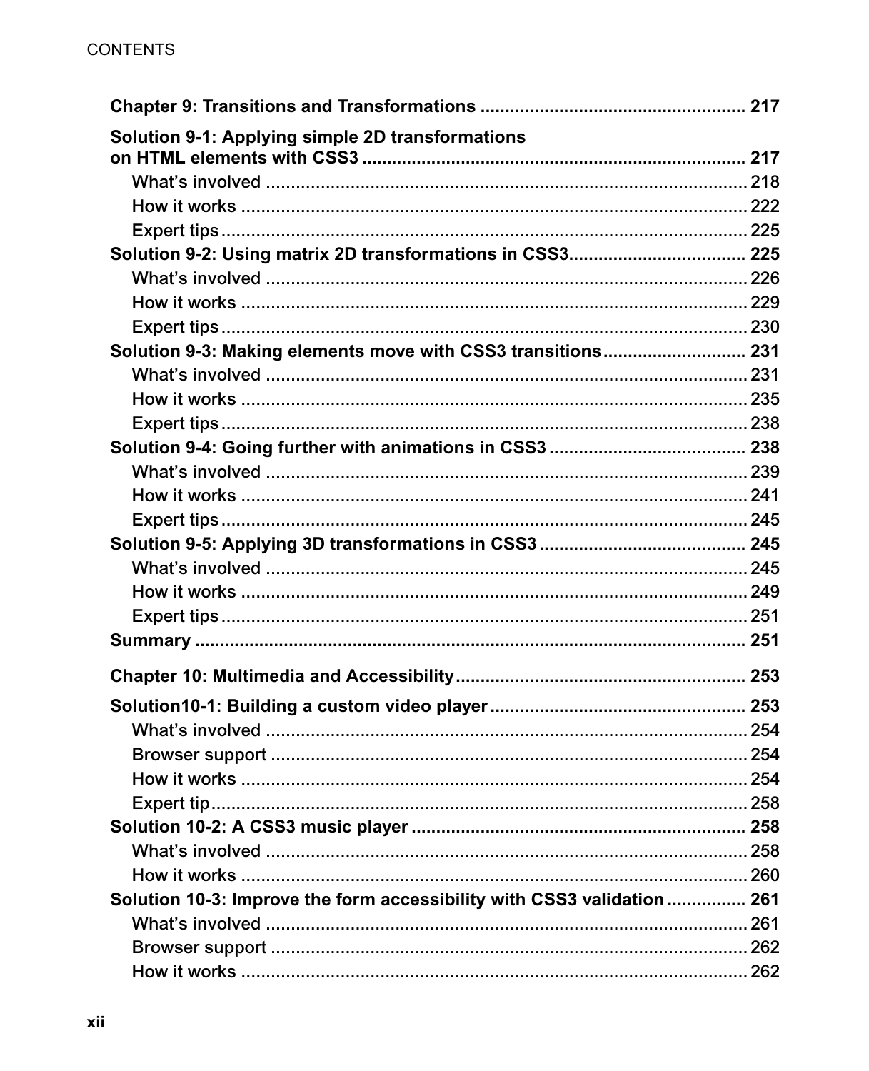**Chapter 9: Transitions and Transformations** ..................................................... **217**

**Solution 9-1: Applying simple 2D transformations on HTML elements with CSS3** ............................................................................ **217**

- What's involved ................................................................................ 218
- How it works .................................................................................... 222
- Expert tips ......................................................................................... 225

**Solution 9-2: Using matrix 2D transformations in CSS3** .................................. **225**

- What's involved ................................................................................ 226
- How it works .................................................................................... 229
- Expert tips ......................................................................................... 230

**Solution 9-3: Making elements move with CSS3 transitions** ............................ **231**

- What's involved ................................................................................ 231
- How it works .................................................................................... 235
- Expert tips ......................................................................................... 238

**Solution 9-4: Going further with animations in CSS3** ....................................... **238**

- What's involved ................................................................................ 239
- How it works .................................................................................... 241
- Expert tips ......................................................................................... 245

**Solution 9-5: Applying 3D transformations in CSS3** ......................................... **245**

- What's involved ................................................................................ 245
- How it works .................................................................................... 249
- Expert tips ......................................................................................... 251

**Summary** ............................................................................................... **251**

**Chapter 10: Multimedia and Accessibility** .......................................................... **253**

**Solution10-1: Building a custom video player** ................................................... **253**

- What's involved ................................................................................ 254
- Browser support ............................................................................... 254
- How it works .................................................................................... 254
- Expert tip .......................................................................................... 258

**Solution 10-2: A CSS3 music player** ................................................................... **258**

- What's involved ................................................................................ 258
- How it works .................................................................................... 260

**Solution 10-3: Improve the form accessibility with CSS3 validation** ................ **261**

- What's involved ................................................................................ 261
- Browser support ............................................................................... 262
- How it works .................................................................................... 262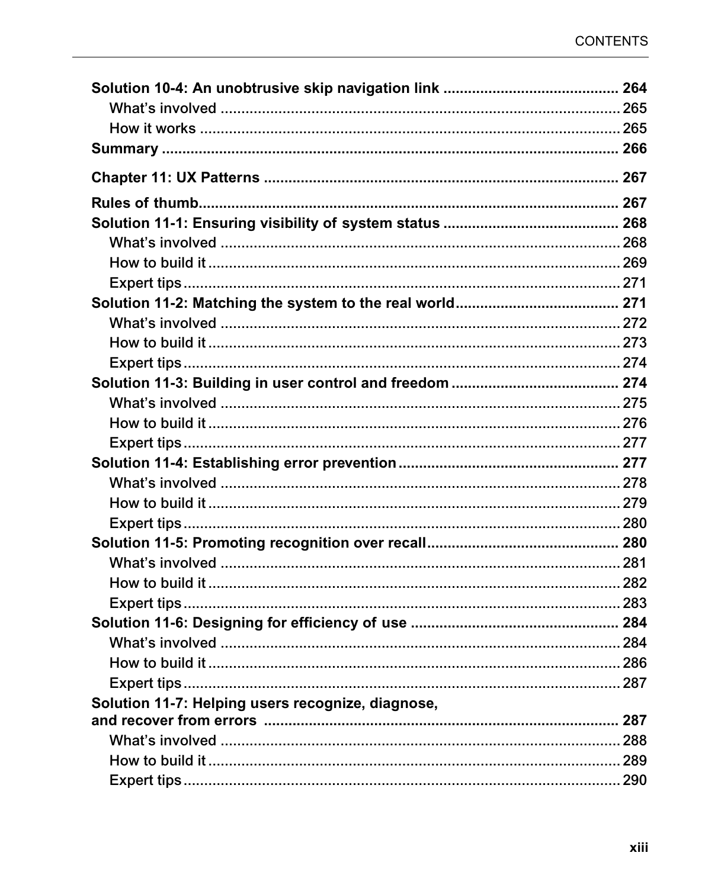**Solution 10-4: An unobtrusive skip navigation link** ..... **264**

- What's involved ..... 265
- How it works ..... 265

**Summary** ..... **266**

**Chapter 11: UX Patterns** ..... **267**

**Rules of thumb** ..... **267**

**Solution 11-1: Ensuring visibility of system status** ..... **268**

- What's involved ..... 268
- How to build it ..... 269
- Expert tips ..... 271

**Solution 11-2: Matching the system to the real world** ..... **271**

- What's involved ..... 272
- How to build it ..... 273
- Expert tips ..... 274

**Solution 11-3: Building in user control and freedom** ..... **274**

- What's involved ..... 275
- How to build it ..... 276
- Expert tips ..... 277

**Solution 11-4: Establishing error prevention** ..... **277**

- What's involved ..... 278
- How to build it ..... 279
- Expert tips ..... 280

**Solution 11-5: Promoting recognition over recall** ..... **280**

- What's involved ..... 281
- How to build it ..... 282
- Expert tips ..... 283

**Solution 11-6: Designing for efficiency of use** ..... **284**

- What's involved ..... 284
- How to build it ..... 286
- Expert tips ..... 287

**Solution 11-7: Helping users recognize, diagnose, and recover from errors** ..... **287**

- What's involved ..... 288
- How to build it ..... 289
- Expert tips ..... 290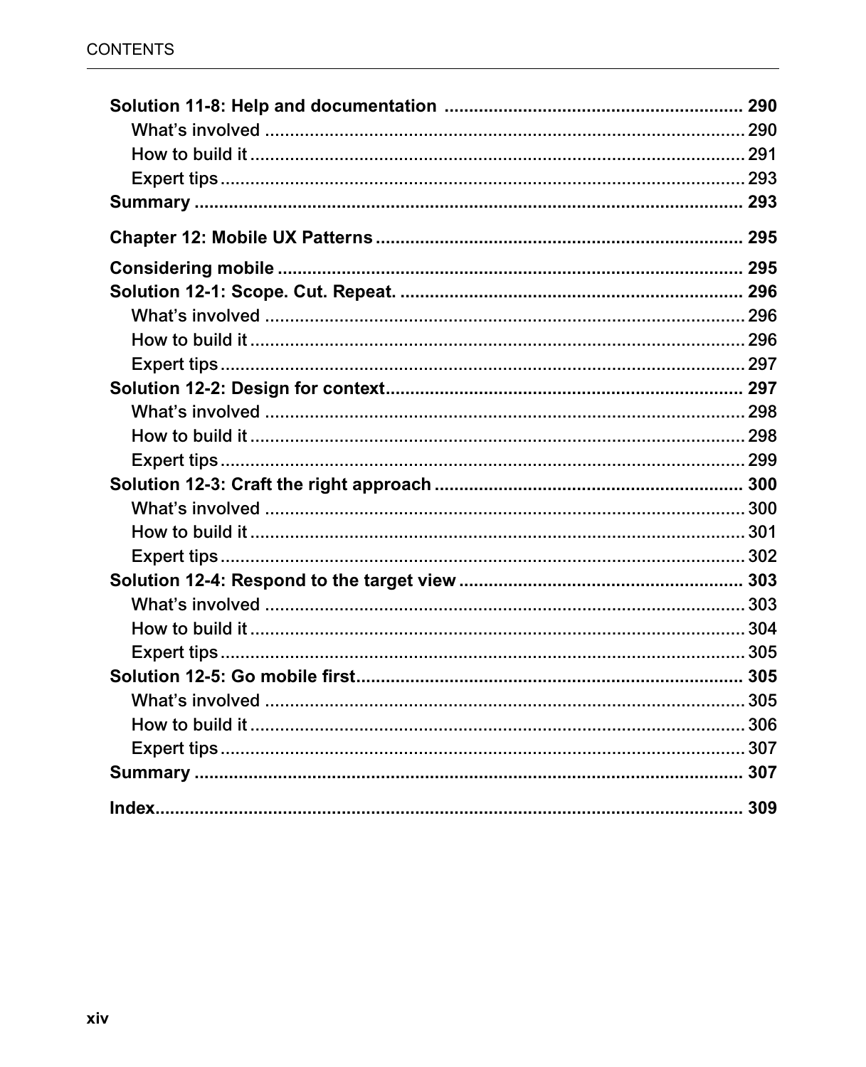**Solution 11-8: Help and documentation** .......... **290**

- What's involved .......... 290
- How to build it .......... 291
- Expert tips .......... 293

**Summary** .......... **293**

**Chapter 12: Mobile UX Patterns** .......... **295**

**Considering mobile** .......... **295**

**Solution 12-1: Scope. Cut. Repeat.** .......... **296**

- What's involved .......... 296
- How to build it .......... 296
- Expert tips .......... 297

**Solution 12-2: Design for context** .......... **297**

- What's involved .......... 298
- How to build it .......... 298
- Expert tips .......... 299

**Solution 12-3: Craft the right approach** .......... **300**

- What's involved .......... 300
- How to build it .......... 301
- Expert tips .......... 302

**Solution 12-4: Respond to the target view** .......... **303**

- What's involved .......... 303
- How to build it .......... 304
- Expert tips .......... 305

**Solution 12-5: Go mobile first** .......... **305**

- What's involved .......... 305
- How to build it .......... 306
- Expert tips .......... 307

**Summary** .......... **307**

**Index** .......... **309**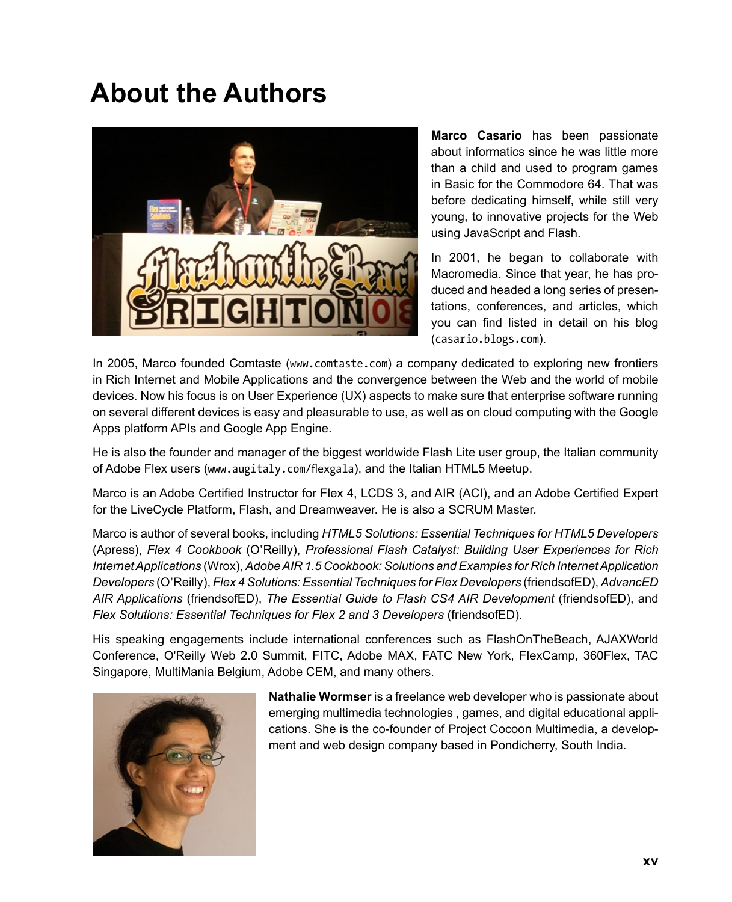# About the Authors

**Marco Casario** has been passionate about informatics since he was little more than a child and used to program games in Basic for the Commodore 64. That was before dedicating himself, while still very young, to innovative projects for the Web using JavaScript and Flash.

In 2001, he began to collaborate with Macromedia. Since that year, he has produced and headed a long series of presentations, conferences, and articles, which you can find listed in detail on his blog (casario.blogs.com).

In 2005, Marco founded Comtaste (www.comtaste.com) a company dedicated to exploring new frontiers in Rich Internet and Mobile Applications and the convergence between the Web and the world of mobile devices. Now his focus is on User Experience (UX) aspects to make sure that enterprise software running on several different devices is easy and pleasurable to use, as well as on cloud computing with the Google Apps platform APIs and Google App Engine.

He is also the founder and manager of the biggest worldwide Flash Lite user group, the Italian community of Adobe Flex users (www.augitaly.com/flexgala), and the Italian HTML5 Meetup.

Marco is an Adobe Certified Instructor for Flex 4, LCDS 3, and AIR (ACI), and an Adobe Certified Expert for the LiveCycle Platform, Flash, and Dreamweaver. He is also a SCRUM Master.

Marco is author of several books, including *HTML5 Solutions: Essential Techniques for HTML5 Developers* (Apress), *Flex 4 Cookbook* (O'Reilly), *Professional Flash Catalyst: Building User Experiences for Rich Internet Applications* (Wrox), *Adobe AIR 1.5 Cookbook: Solutions and Examples for Rich Internet Application Developers* (O'Reilly), *Flex 4 Solutions: Essential Techniques for Flex Developers* (friendsofED), *AdvancED AIR Applications* (friendsofED), *The Essential Guide to Flash CS4 AIR Development* (friendsofED), and *Flex Solutions: Essential Techniques for Flex 2 and 3 Developers* (friendsofED).

His speaking engagements include international conferences such as FlashOnTheBeach, AJAXWorld Conference, O'Reilly Web 2.0 Summit, FITC, Adobe MAX, FATC New York, FlexCamp, 360Flex, TAC Singapore, MultiMania Belgium, Adobe CEM, and many others.

**Nathalie Wormser** is a freelance web developer who is passionate about emerging multimedia technologies , games, and digital educational applications. She is the co-founder of Project Cocoon Multimedia, a development and web design company based in Pondicherry, South India.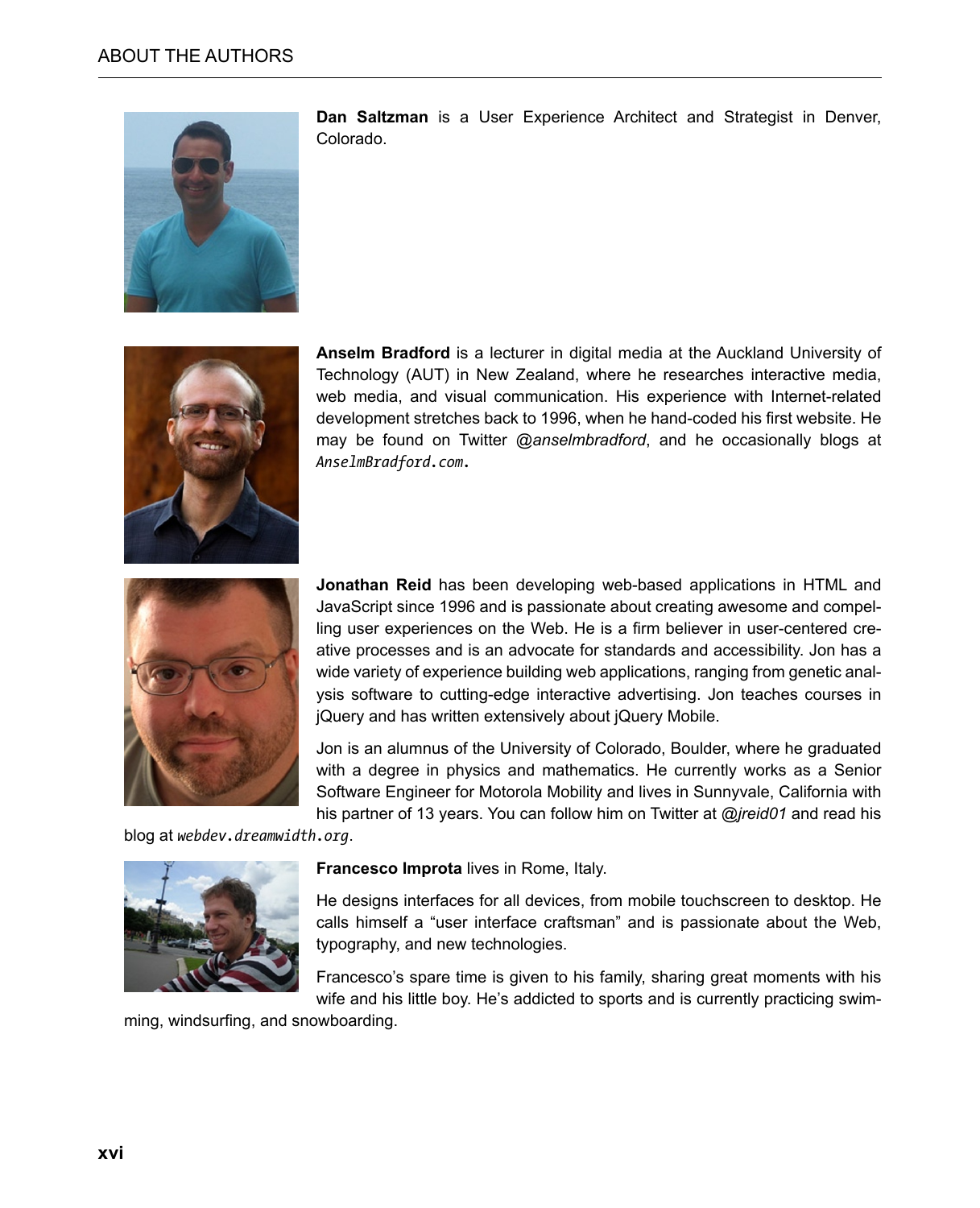**Dan Saltzman** is a User Experience Architect and Strategist in Denver, Colorado.

**Anselm Bradford** is a lecturer in digital media at the Auckland University of Technology (AUT) in New Zealand, where he researches interactive media, web media, and visual communication. His experience with Internet-related development stretches back to 1996, when he hand-coded his first website. He may be found on Twitter *@anselmbradford*, and he occasionally blogs at *AnselmBradford.com*.

**Jonathan Reid** has been developing web-based applications in HTML and JavaScript since 1996 and is passionate about creating awesome and compelling user experiences on the Web. He is a firm believer in user-centered creative processes and is an advocate for standards and accessibility. Jon has a wide variety of experience building web applications, ranging from genetic analysis software to cutting-edge interactive advertising. Jon teaches courses in jQuery and has written extensively about jQuery Mobile.

Jon is an alumnus of the University of Colorado, Boulder, where he graduated with a degree in physics and mathematics. He currently works as a Senior Software Engineer for Motorola Mobility and lives in Sunnyvale, California with his partner of 13 years. You can follow him on Twitter at *@jreid01* and read his blog at *webdev.dreamwidth.org*.

**Francesco Improta** lives in Rome, Italy.

He designs interfaces for all devices, from mobile touchscreen to desktop. He calls himself a "user interface craftsman" and is passionate about the Web, typography, and new technologies.

Francesco's spare time is given to his family, sharing great moments with his wife and his little boy. He's addicted to sports and is currently practicing swimming, windsurfing, and snowboarding.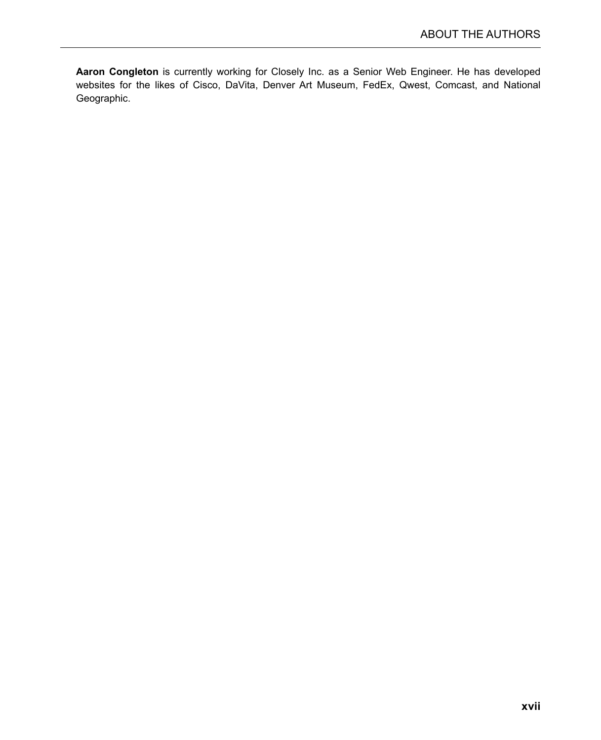**Aaron Congleton** is currently working for Closely Inc. as a Senior Web Engineer. He has developed websites for the likes of Cisco, DaVita, Denver Art Museum, FedEx, Qwest, Comcast, and National Geographic.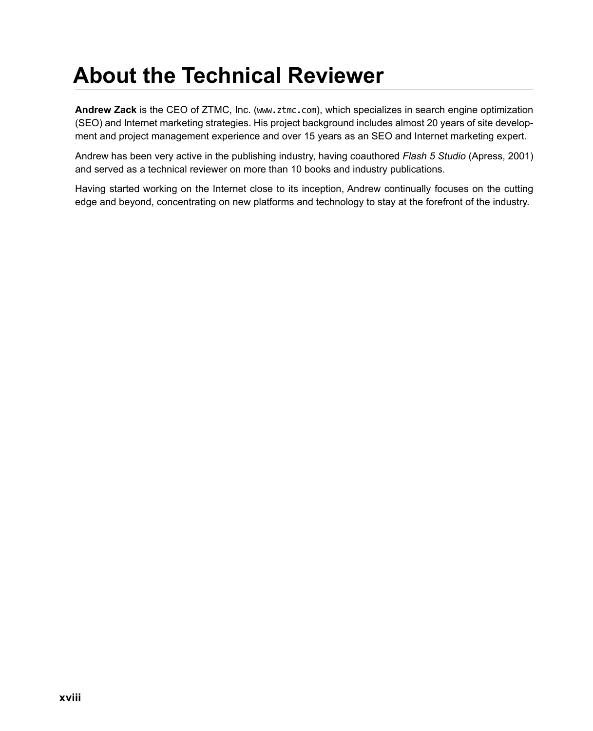# About the Technical Reviewer

**Andrew Zack** is the CEO of ZTMC, Inc. (`www.ztmc.com`), which specializes in search engine optimization (SEO) and Internet marketing strategies. His project background includes almost 20 years of site development and project management experience and over 15 years as an SEO and Internet marketing expert.

Andrew has been very active in the publishing industry, having coauthored *Flash 5 Studio* (Apress, 2001) and served as a technical reviewer on more than 10 books and industry publications.

Having started working on the Internet close to its inception, Andrew continually focuses on the cutting edge and beyond, concentrating on new platforms and technology to stay at the forefront of the industry.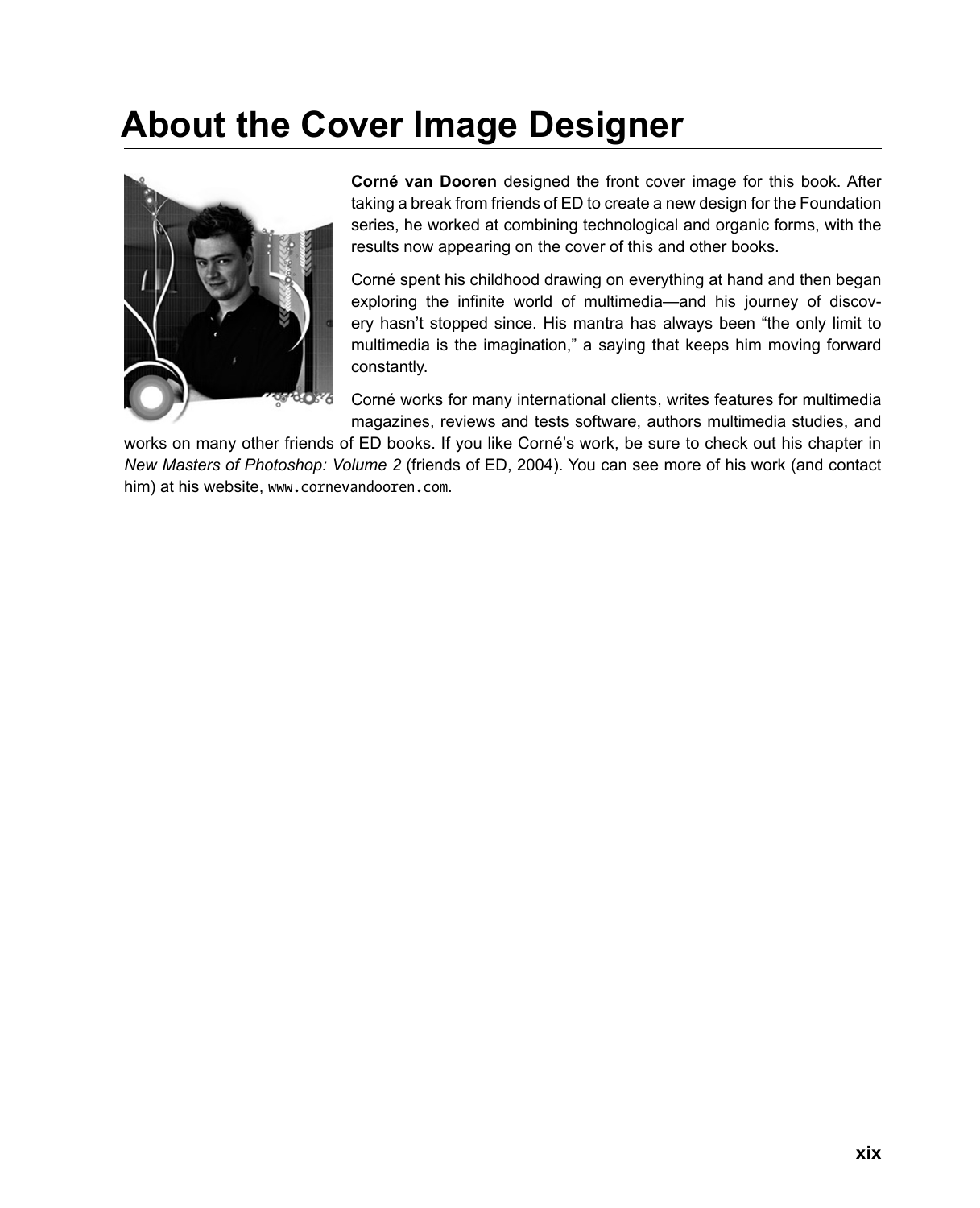# About the Cover Image Designer

**Corné van Dooren** designed the front cover image for this book. After taking a break from friends of ED to create a new design for the Foundation series, he worked at combining technological and organic forms, with the results now appearing on the cover of this and other books.

Corné spent his childhood drawing on everything at hand and then began exploring the infinite world of multimedia—and his journey of discovery hasn't stopped since. His mantra has always been "the only limit to multimedia is the imagination," a saying that keeps him moving forward constantly.

Corné works for many international clients, writes features for multimedia magazines, reviews and tests software, authors multimedia studies, and works on many other friends of ED books. If you like Corné's work, be sure to check out his chapter in *New Masters of Photoshop: Volume 2* (friends of ED, 2004). You can see more of his work (and contact him) at his website, `www.cornevandooren.com`.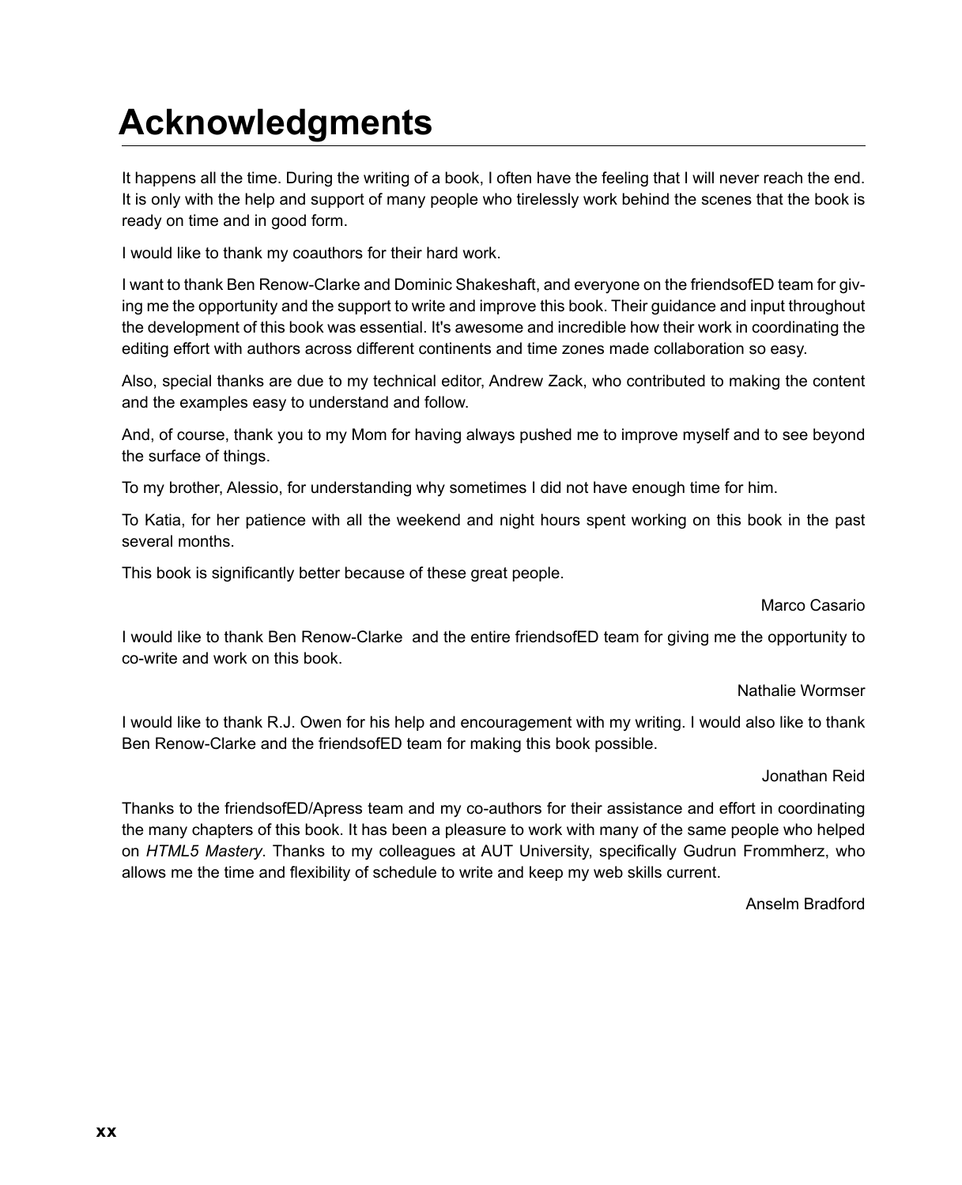# Acknowledgments

It happens all the time. During the writing of a book, I often have the feeling that I will never reach the end. It is only with the help and support of many people who tirelessly work behind the scenes that the book is ready on time and in good form.

I would like to thank my coauthors for their hard work.

I want to thank Ben Renow-Clarke and Dominic Shakeshaft, and everyone on the friendsofED team for giving me the opportunity and the support to write and improve this book. Their guidance and input throughout the development of this book was essential. It's awesome and incredible how their work in coordinating the editing effort with authors across different continents and time zones made collaboration so easy.

Also, special thanks are due to my technical editor, Andrew Zack, who contributed to making the content and the examples easy to understand and follow.

And, of course, thank you to my Mom for having always pushed me to improve myself and to see beyond the surface of things.

To my brother, Alessio, for understanding why sometimes I did not have enough time for him.

To Katia, for her patience with all the weekend and night hours spent working on this book in the past several months.

This book is significantly better because of these great people.

Marco Casario

I would like to thank Ben Renow-Clarke and the entire friendsofED team for giving me the opportunity to co-write and work on this book.

Nathalie Wormser

I would like to thank R.J. Owen for his help and encouragement with my writing. I would also like to thank Ben Renow-Clarke and the friendsofED team for making this book possible.

Jonathan Reid

Thanks to the friendsofED/Apress team and my co-authors for their assistance and effort in coordinating the many chapters of this book. It has been a pleasure to work with many of the same people who helped on *HTML5 Mastery*. Thanks to my colleagues at AUT University, specifically Gudrun Frommherz, who allows me the time and flexibility of schedule to write and keep my web skills current.

Anselm Bradford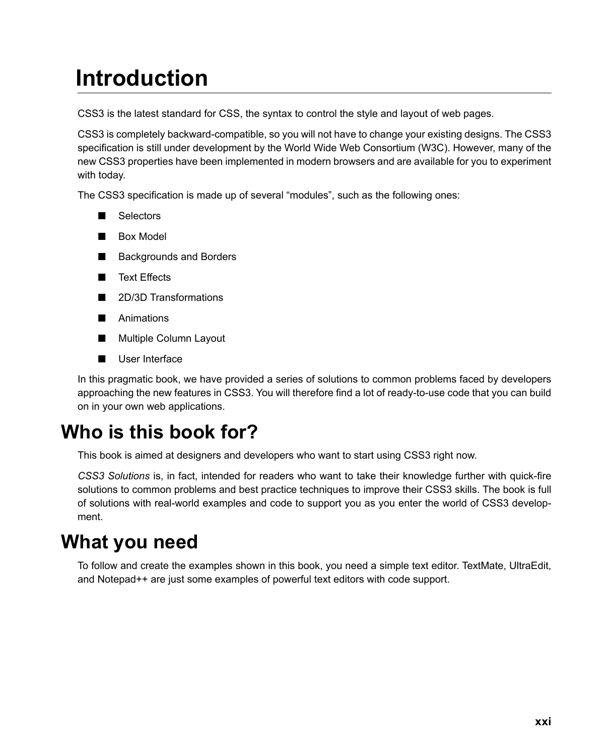# Introduction

CSS3 is the latest standard for CSS, the syntax to control the style and layout of web pages.

CSS3 is completely backward-compatible, so you will not have to change your existing designs. The CSS3 specification is still under development by the World Wide Web Consortium (W3C). However, many of the new CSS3 properties have been implemented in modern browsers and are available for you to experiment with today.

The CSS3 specification is made up of several "modules", such as the following ones:

- Selectors
- Box Model
- Backgrounds and Borders
- Text Effects
- 2D/3D Transformations
- Animations
- Multiple Column Layout
- User Interface

In this pragmatic book, we have provided a series of solutions to common problems faced by developers approaching the new features in CSS3. You will therefore find a lot of ready-to-use code that you can build on in your own web applications.

## Who is this book for?

This book is aimed at designers and developers who want to start using CSS3 right now.

*CSS3 Solutions* is, in fact, intended for readers who want to take their knowledge further with quick-fire solutions to common problems and best practice techniques to improve their CSS3 skills. The book is full of solutions with real-world examples and code to support you as you enter the world of CSS3 development.

## What you need

To follow and create the examples shown in this book, you need a simple text editor. TextMate, UltraEdit, and Notepad++ are just some examples of powerful text editors with code support.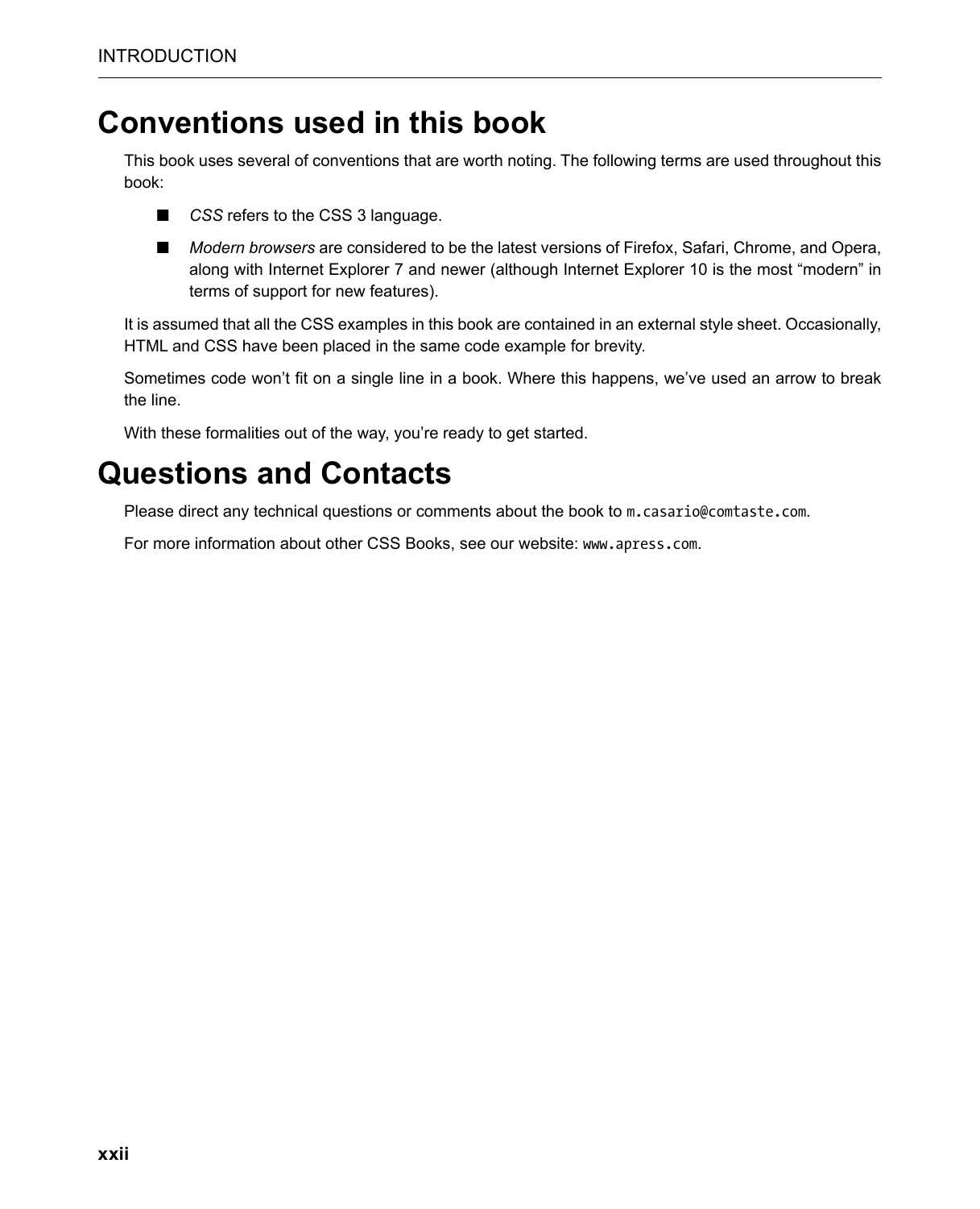# Conventions used in this book

This book uses several of conventions that are worth noting. The following terms are used throughout this book:

- *CSS* refers to the CSS 3 language.
- *Modern browsers* are considered to be the latest versions of Firefox, Safari, Chrome, and Opera, along with Internet Explorer 7 and newer (although Internet Explorer 10 is the most "modern" in terms of support for new features).

It is assumed that all the CSS examples in this book are contained in an external style sheet. Occasionally, HTML and CSS have been placed in the same code example for brevity.

Sometimes code won't fit on a single line in a book. Where this happens, we've used an arrow to break the line.

With these formalities out of the way, you're ready to get started.

# Questions and Contacts

Please direct any technical questions or comments about the book to `m.casario@comtaste.com`.

For more information about other CSS Books, see our website: `www.apress.com`.